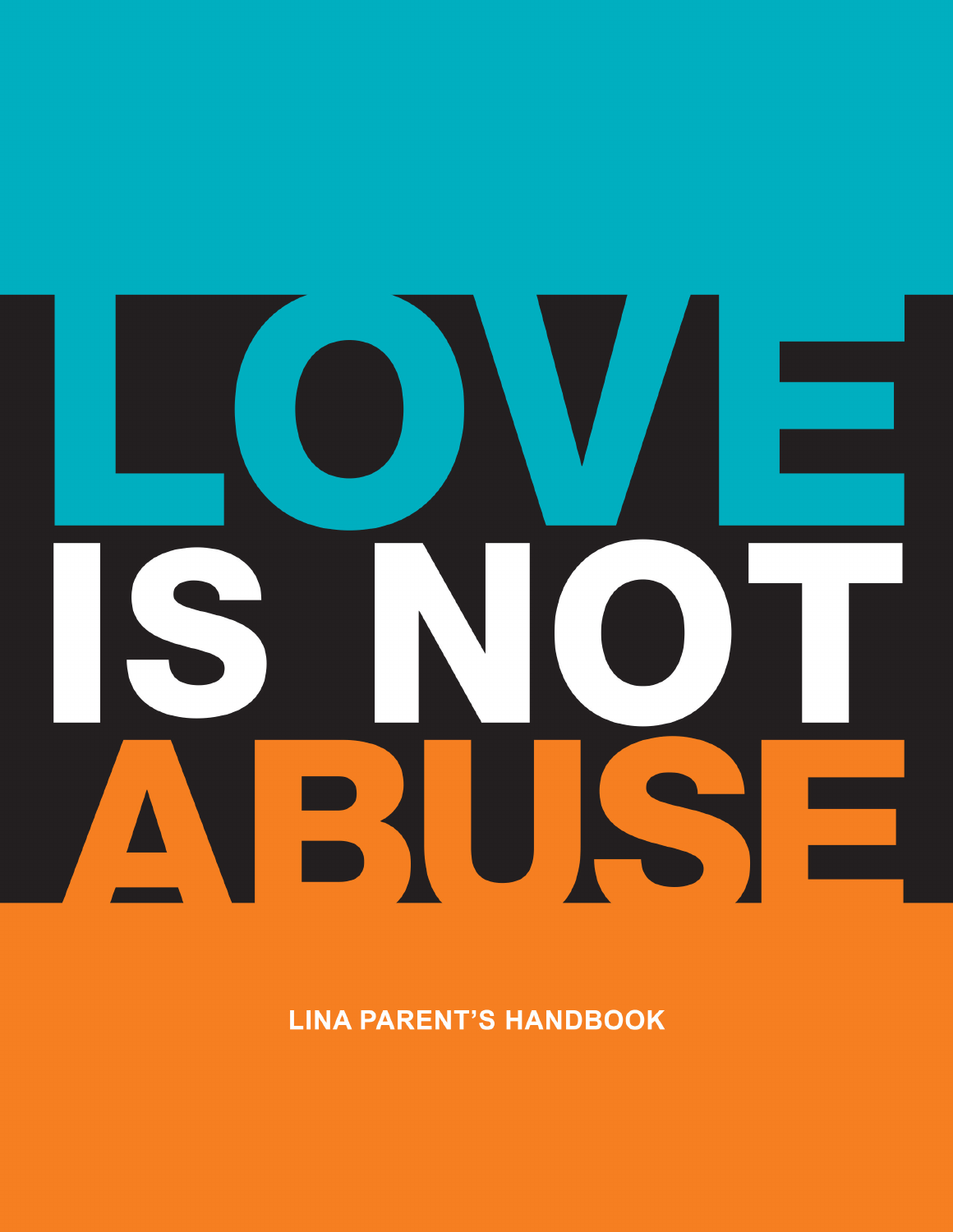# LOVE IS NOT ABUSE

LINA PARENT'S HANDBOOK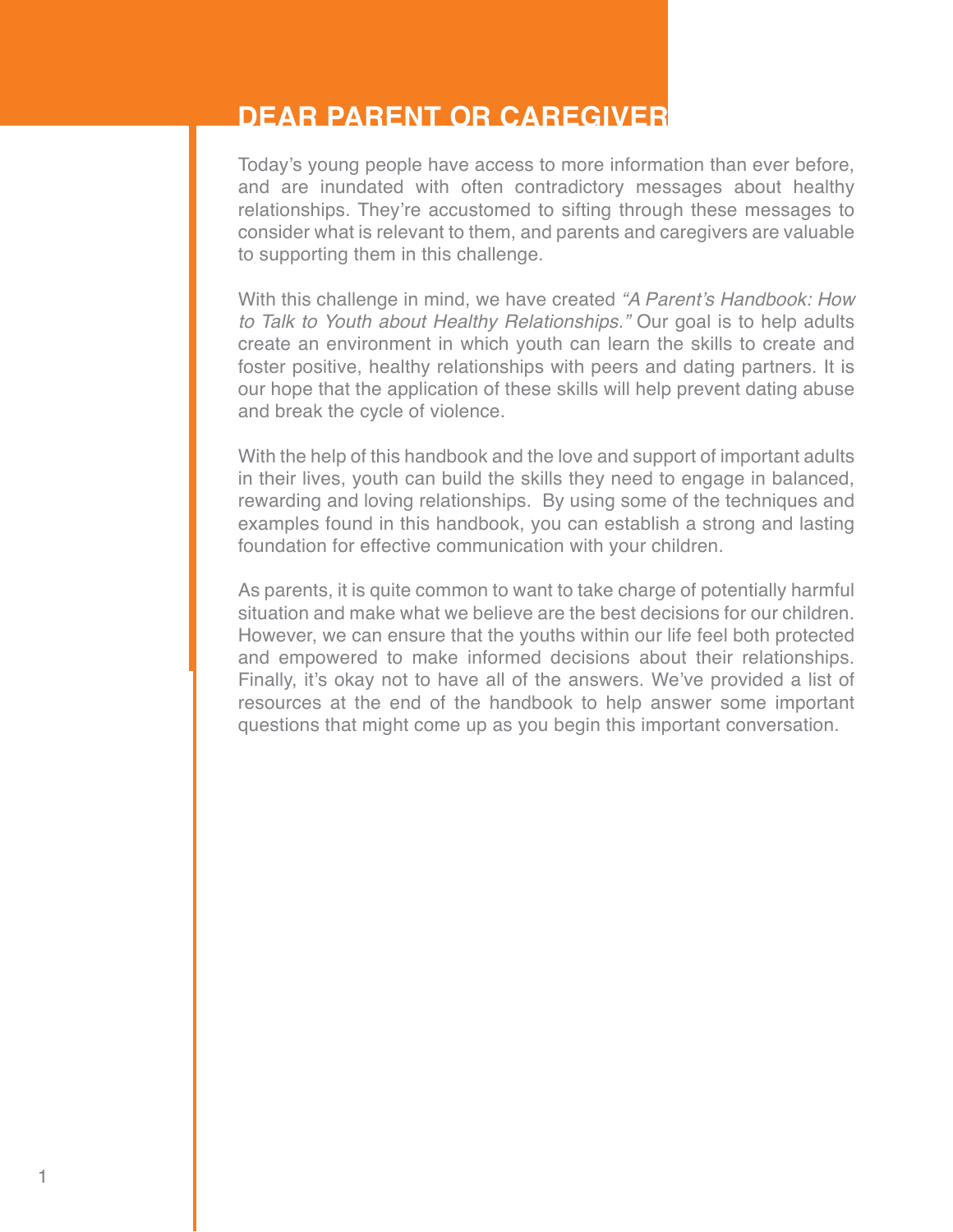# DEAR PARENT OR CAREGIVER

Today's young people have access to more information than ever before, and are inundated with often contradictory messages about healthy relationships. They're accustomed to sifting through these messages to consider what is relevant to them, and parents and caregivers are valuable to supporting them in this challenge.

With this challenge in mind, we have created *"A Parent's Handbook: How to Talk to Youth about Healthy Relationships."* Our goal is to help adults create an environment in which youth can learn the skills to create and foster positive, healthy relationships with peers and dating partners. It is our hope that the application of these skills will help prevent dating abuse and break the cycle of violence.

With the help of this handbook and the love and support of important adults in their lives, youth can build the skills they need to engage in balanced, rewarding and loving relationships. By using some of the techniques and examples found in this handbook, you can establish a strong and lasting foundation for effective communication with your children.

As parents, it is quite common to want to take charge of potentially harmful situation and make what we believe are the best decisions for our children. However, we can ensure that the youths within our life feel both protected and empowered to make informed decisions about their relationships. Finally, it's okay not to have all of the answers. We've provided a list of resources at the end of the handbook to help answer some important questions that might come up as you begin this important conversation.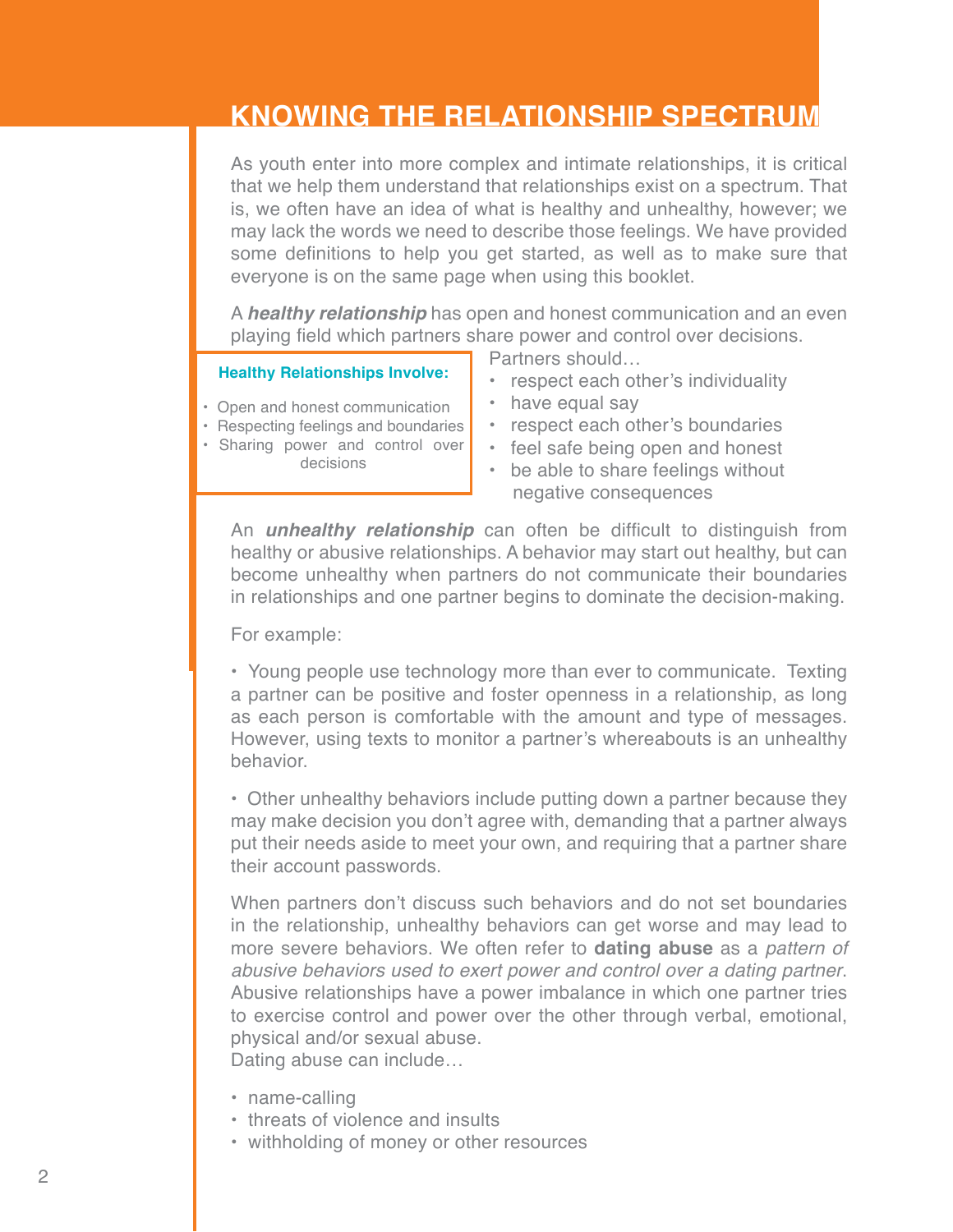## KNOWING THE RELATIONSHIP SPECTRUM

As youth enter into more complex and intimate relationships, it is critical that we help them understand that relationships exist on a spectrum. That is, we often have an idea of what is healthy and unhealthy, however; we may lack the words we need to describe those feelings. We have provided some definitions to help you get started, as well as to make sure that everyone is on the same page when using this booklet.

A ***healthy relationship*** has open and honest communication and an even playing field which partners share power and control over decisions.

**Healthy Relationships Involve:**

- Open and honest communication
- Respecting feelings and boundaries
- Sharing power and control over decisions

Partners should…

- respect each other's individuality
- have equal say
- respect each other's boundaries
- feel safe being open and honest
- be able to share feelings without negative consequences

An ***unhealthy relationship*** can often be difficult to distinguish from healthy or abusive relationships. A behavior may start out healthy, but can become unhealthy when partners do not communicate their boundaries in relationships and one partner begins to dominate the decision-making.

For example:

- Young people use technology more than ever to communicate. Texting a partner can be positive and foster openness in a relationship, as long as each person is comfortable with the amount and type of messages. However, using texts to monitor a partner's whereabouts is an unhealthy behavior.

- Other unhealthy behaviors include putting down a partner because they may make decision you don't agree with, demanding that a partner always put their needs aside to meet your own, and requiring that a partner share their account passwords.

When partners don't discuss such behaviors and do not set boundaries in the relationship, unhealthy behaviors can get worse and may lead to more severe behaviors. We often refer to **dating abuse** as a *pattern of abusive behaviors used to exert power and control over a dating partner*. Abusive relationships have a power imbalance in which one partner tries to exercise control and power over the other through verbal, emotional, physical and/or sexual abuse.
Dating abuse can include…

- name-calling
- threats of violence and insults
- withholding of money or other resources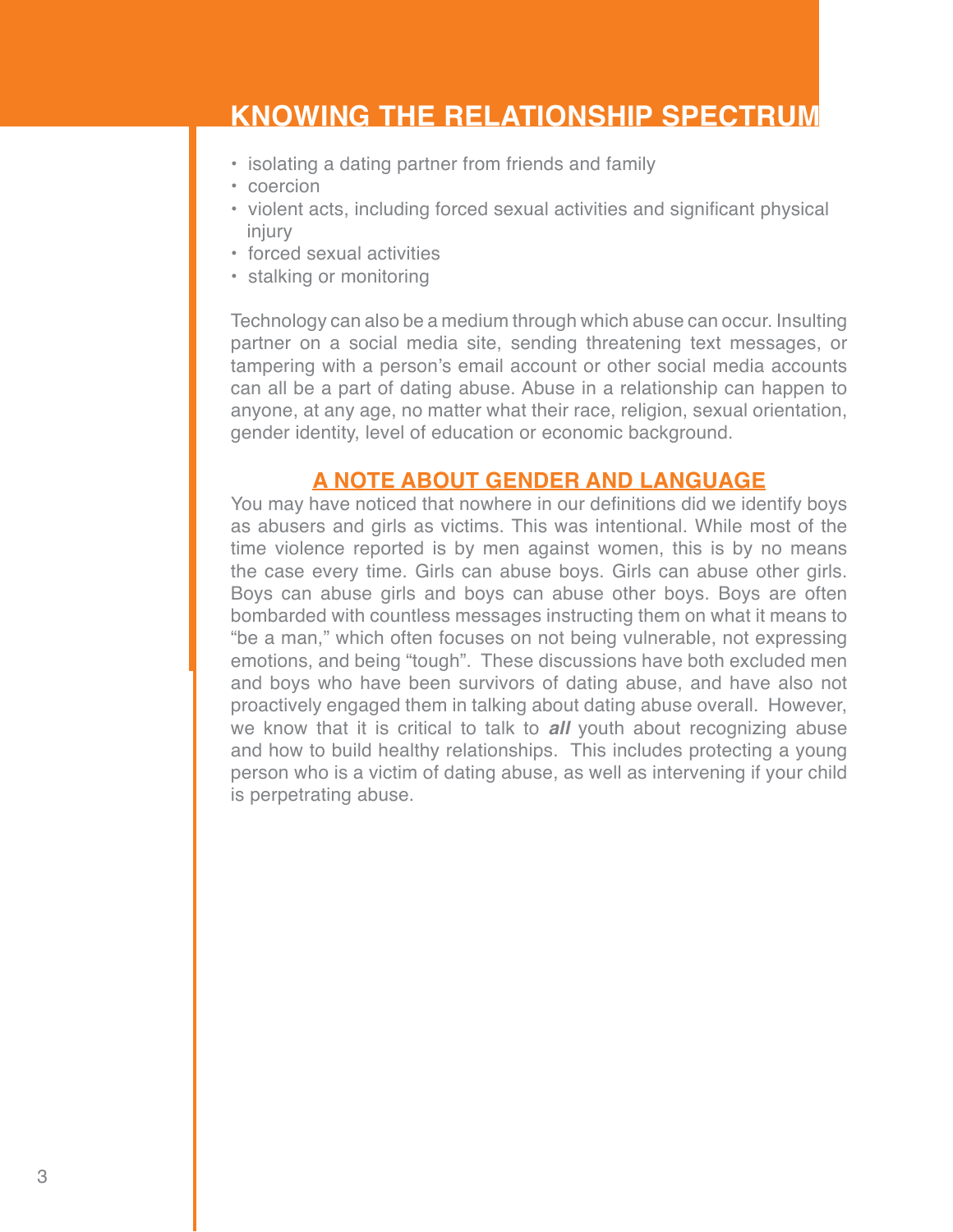## KNOWING THE RELATIONSHIP SPECTRUM

- isolating a dating partner from friends and family
- coercion
- violent acts, including forced sexual activities and significant physical injury
- forced sexual activities
- stalking or monitoring

Technology can also be a medium through which abuse can occur. Insulting partner on a social media site, sending threatening text messages, or tampering with a person's email account or other social media accounts can all be a part of dating abuse. Abuse in a relationship can happen to anyone, at any age, no matter what their race, religion, sexual orientation, gender identity, level of education or economic background.

### A NOTE ABOUT GENDER AND LANGUAGE

You may have noticed that nowhere in our definitions did we identify boys as abusers and girls as victims. This was intentional. While most of the time violence reported is by men against women, this is by no means the case every time. Girls can abuse boys. Girls can abuse other girls. Boys can abuse girls and boys can abuse other boys. Boys are often bombarded with countless messages instructing them on what it means to "be a man," which often focuses on not being vulnerable, not expressing emotions, and being "tough". These discussions have both excluded men and boys who have been survivors of dating abuse, and have also not proactively engaged them in talking about dating abuse overall. However, we know that it is critical to talk to ***all*** youth about recognizing abuse and how to build healthy relationships. This includes protecting a young person who is a victim of dating abuse, as well as intervening if your child is perpetrating abuse.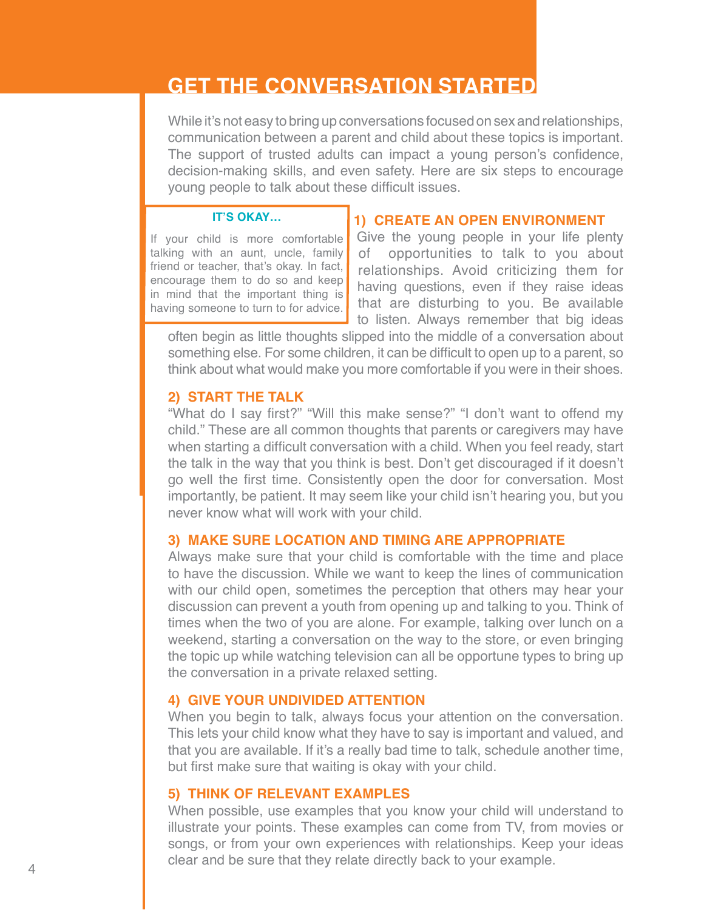# GET THE CONVERSATION STARTED

While it's not easy to bring up conversations focused on sex and relationships, communication between a parent and child about these topics is important. The support of trusted adults can impact a young person's confidence, decision-making skills, and even safety. Here are six steps to encourage young people to talk about these difficult issues.

> **IT'S OKAY...**
>
> If your child is more comfortable talking with an aunt, uncle, family friend or teacher, that's okay. In fact, encourage them to do so and keep in mind that the important thing is having someone to turn to for advice.

### 1) CREATE AN OPEN ENVIRONMENT

Give the young people in your life plenty of opportunities to talk to you about relationships. Avoid criticizing them for having questions, even if they raise ideas that are disturbing to you. Be available to listen. Always remember that big ideas often begin as little thoughts slipped into the middle of a conversation about something else. For some children, it can be difficult to open up to a parent, so think about what would make you more comfortable if you were in their shoes.

### 2) START THE TALK

"What do I say first?" "Will this make sense?" "I don't want to offend my child." These are all common thoughts that parents or caregivers may have when starting a difficult conversation with a child. When you feel ready, start the talk in the way that you think is best. Don't get discouraged if it doesn't go well the first time. Consistently open the door for conversation. Most importantly, be patient. It may seem like your child isn't hearing you, but you never know what will work with your child.

### 3) MAKE SURE LOCATION AND TIMING ARE APPROPRIATE

Always make sure that your child is comfortable with the time and place to have the discussion. While we want to keep the lines of communication with our child open, sometimes the perception that others may hear your discussion can prevent a youth from opening up and talking to you. Think of times when the two of you are alone. For example, talking over lunch on a weekend, starting a conversation on the way to the store, or even bringing the topic up while watching television can all be opportune types to bring up the conversation in a private relaxed setting.

### 4) GIVE YOUR UNDIVIDED ATTENTION

When you begin to talk, always focus your attention on the conversation. This lets your child know what they have to say is important and valued, and that you are available. If it's a really bad time to talk, schedule another time, but first make sure that waiting is okay with your child.

### 5) THINK OF RELEVANT EXAMPLES

When possible, use examples that you know your child will understand to illustrate your points. These examples can come from TV, from movies or songs, or from your own experiences with relationships. Keep your ideas clear and be sure that they relate directly back to your example.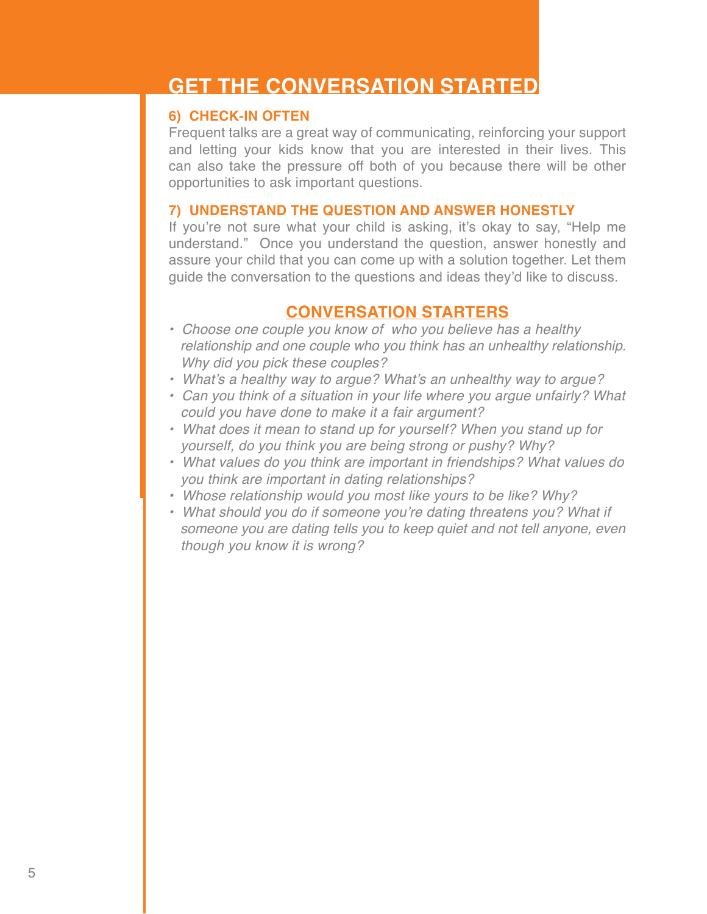# GET THE CONVERSATION STARTED

### 6) CHECK-IN OFTEN

Frequent talks are a great way of communicating, reinforcing your support and letting your kids know that you are interested in their lives. This can also take the pressure off both of you because there will be other opportunities to ask important questions.

### 7) UNDERSTAND THE QUESTION AND ANSWER HONESTLY

If you're not sure what your child is asking, it's okay to say, "Help me understand." Once you understand the question, answer honestly and assure your child that you can come up with a solution together. Let them guide the conversation to the questions and ideas they'd like to discuss.

## CONVERSATION STARTERS

- *Choose one couple you know of who you believe has a healthy relationship and one couple who you think has an unhealthy relationship. Why did you pick these couples?*
- *What's a healthy way to argue? What's an unhealthy way to argue?*
- *Can you think of a situation in your life where you argue unfairly? What could you have done to make it a fair argument?*
- *What does it mean to stand up for yourself? When you stand up for yourself, do you think you are being strong or pushy? Why?*
- *What values do you think are important in friendships? What values do you think are important in dating relationships?*
- *Whose relationship would you most like yours to be like? Why?*
- *What should you do if someone you're dating threatens you? What if someone you are dating tells you to keep quiet and not tell anyone, even though you know it is wrong?*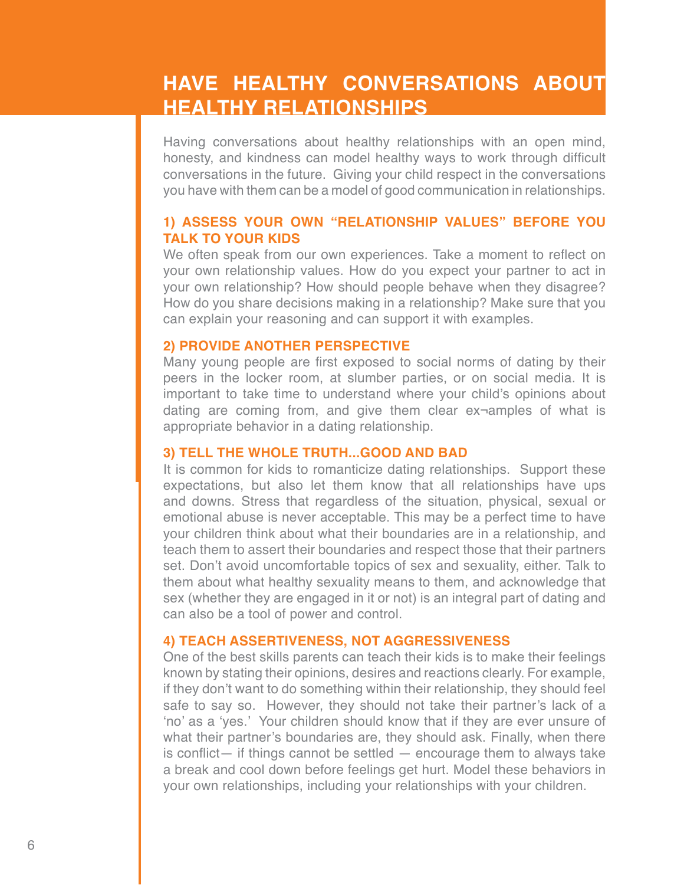# HAVE HEALTHY CONVERSATIONS ABOUT HEALTHY RELATIONSHIPS

Having conversations about healthy relationships with an open mind, honesty, and kindness can model healthy ways to work through difficult conversations in the future. Giving your child respect in the conversations you have with them can be a model of good communication in relationships.

### 1) ASSESS YOUR OWN "RELATIONSHIP VALUES" BEFORE YOU TALK TO YOUR KIDS

We often speak from our own experiences. Take a moment to reflect on your own relationship values. How do you expect your partner to act in your own relationship? How should people behave when they disagree? How do you share decisions making in a relationship? Make sure that you can explain your reasoning and can support it with examples.

### 2) PROVIDE ANOTHER PERSPECTIVE

Many young people are first exposed to social norms of dating by their peers in the locker room, at slumber parties, or on social media. It is important to take time to understand where your child's opinions about dating are coming from, and give them clear ex¬amples of what is appropriate behavior in a dating relationship.

### 3) TELL THE WHOLE TRUTH...GOOD AND BAD

It is common for kids to romanticize dating relationships. Support these expectations, but also let them know that all relationships have ups and downs. Stress that regardless of the situation, physical, sexual or emotional abuse is never acceptable. This may be a perfect time to have your children think about what their boundaries are in a relationship, and teach them to assert their boundaries and respect those that their partners set. Don't avoid uncomfortable topics of sex and sexuality, either. Talk to them about what healthy sexuality means to them, and acknowledge that sex (whether they are engaged in it or not) is an integral part of dating and can also be a tool of power and control.

### 4) TEACH ASSERTIVENESS, NOT AGGRESSIVENESS

One of the best skills parents can teach their kids is to make their feelings known by stating their opinions, desires and reactions clearly. For example, if they don't want to do something within their relationship, they should feel safe to say so. However, they should not take their partner's lack of a 'no' as a 'yes.' Your children should know that if they are ever unsure of what their partner's boundaries are, they should ask. Finally, when there is conflict— if things cannot be settled — encourage them to always take a break and cool down before feelings get hurt. Model these behaviors in your own relationships, including your relationships with your children.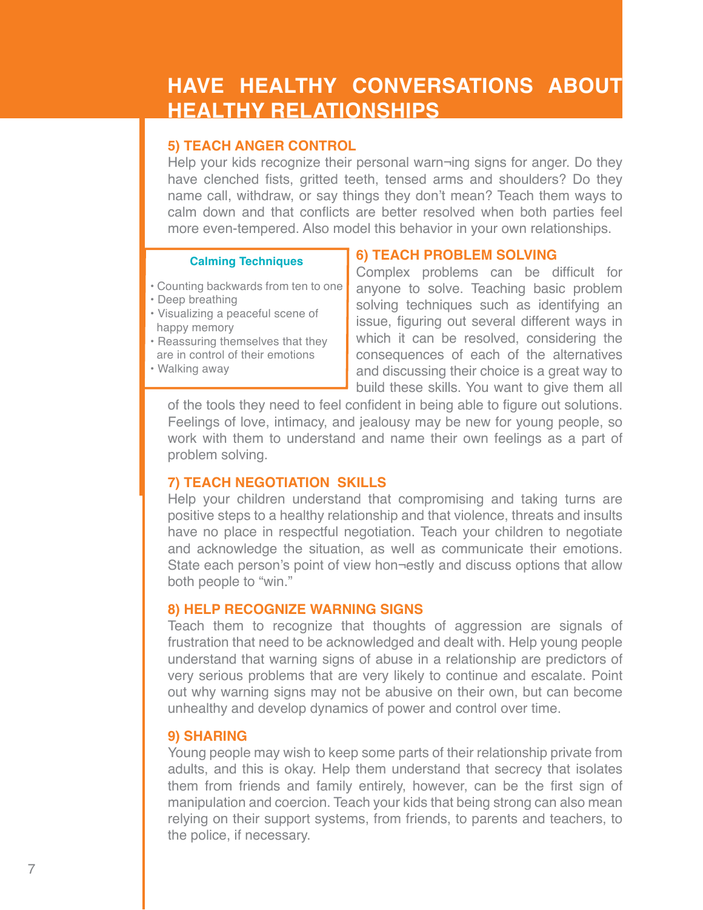# HAVE HEALTHY CONVERSATIONS ABOUT HEALTHY RELATIONSHIPS

### 5) TEACH ANGER CONTROL

Help your kids recognize their personal warn¬ing signs for anger. Do they have clenched fists, gritted teeth, tensed arms and shoulders? Do they name call, withdraw, or say things they don't mean? Teach them ways to calm down and that conflicts are better resolved when both parties feel more even-tempered. Also model this behavior in your own relationships.

**Calming Techniques**

- Counting backwards from ten to one
- Deep breathing
- Visualizing a peaceful scene of happy memory
- Reassuring themselves that they are in control of their emotions
- Walking away

### 6) TEACH PROBLEM SOLVING

Complex problems can be difficult for anyone to solve. Teaching basic problem solving techniques such as identifying an issue, figuring out several different ways in which it can be resolved, considering the consequences of each of the alternatives and discussing their choice is a great way to build these skills. You want to give them all of the tools they need to feel confident in being able to figure out solutions. Feelings of love, intimacy, and jealousy may be new for young people, so work with them to understand and name their own feelings as a part of problem solving.

### 7) TEACH NEGOTIATION SKILLS

Help your children understand that compromising and taking turns are positive steps to a healthy relationship and that violence, threats and insults have no place in respectful negotiation. Teach your children to negotiate and acknowledge the situation, as well as communicate their emotions. State each person's point of view hon¬estly and discuss options that allow both people to "win."

### 8) HELP RECOGNIZE WARNING SIGNS

Teach them to recognize that thoughts of aggression are signals of frustration that need to be acknowledged and dealt with. Help young people understand that warning signs of abuse in a relationship are predictors of very serious problems that are very likely to continue and escalate. Point out why warning signs may not be abusive on their own, but can become unhealthy and develop dynamics of power and control over time.

### 9) SHARING

Young people may wish to keep some parts of their relationship private from adults, and this is okay. Help them understand that secrecy that isolates them from friends and family entirely, however, can be the first sign of manipulation and coercion. Teach your kids that being strong can also mean relying on their support systems, from friends, to parents and teachers, to the police, if necessary.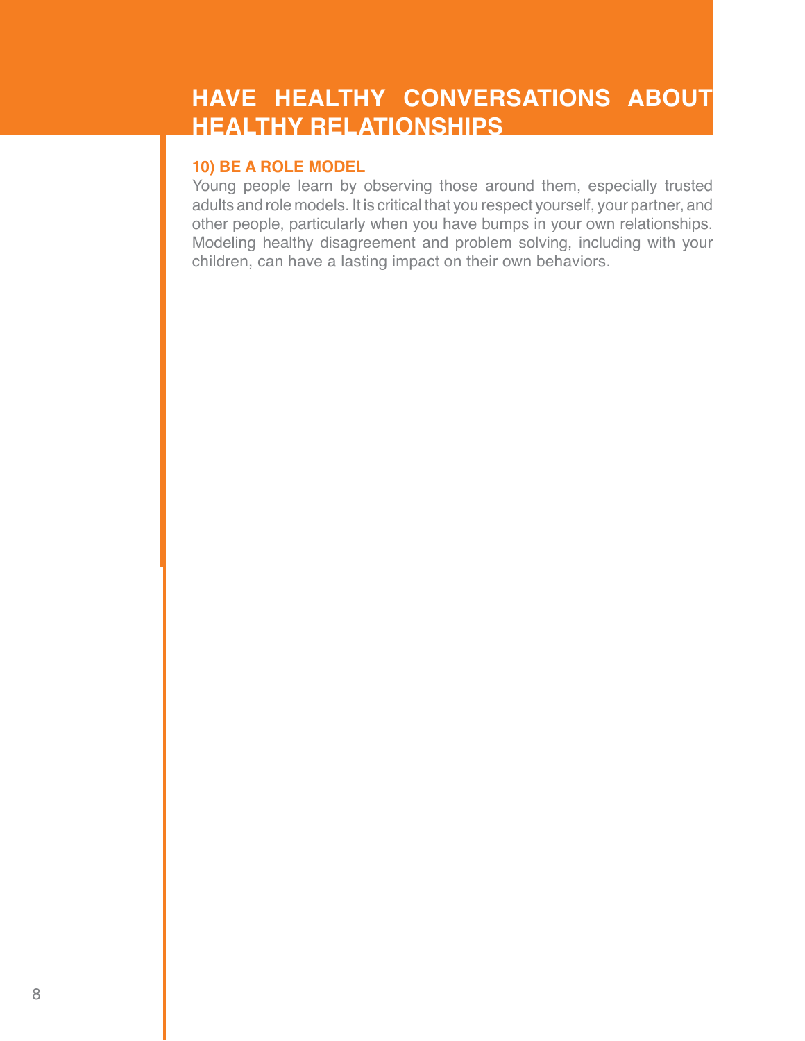# HAVE HEALTHY CONVERSATIONS ABOUT HEALTHY RELATIONSHIPS

### 10) BE A ROLE MODEL

Young people learn by observing those around them, especially trusted adults and role models. It is critical that you respect yourself, your partner, and other people, particularly when you have bumps in your own relationships. Modeling healthy disagreement and problem solving, including with your children, can have a lasting impact on their own behaviors.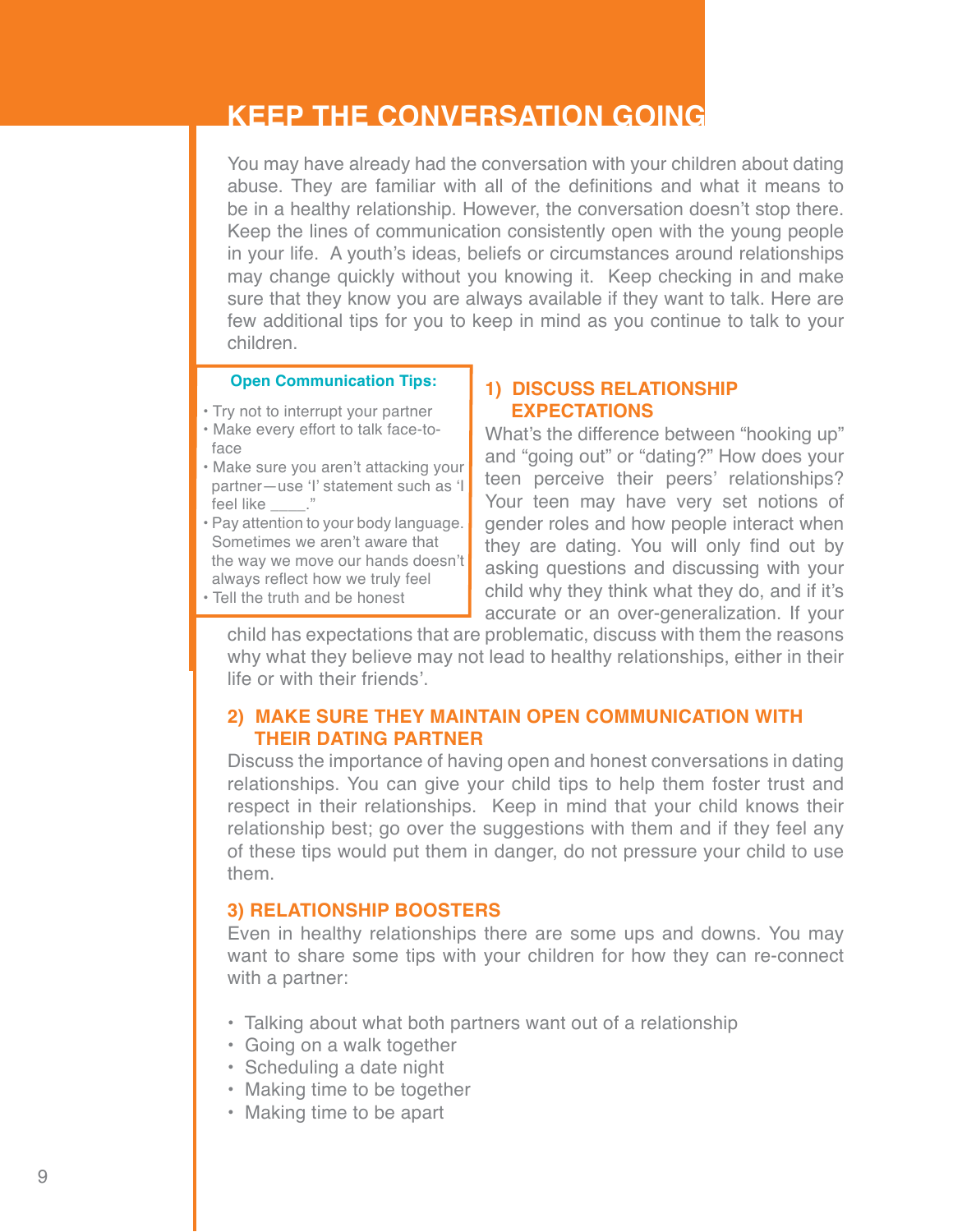# KEEP THE CONVERSATION GOING

You may have already had the conversation with your children about dating abuse. They are familiar with all of the definitions and what it means to be in a healthy relationship. However, the conversation doesn't stop there. Keep the lines of communication consistently open with the young people in your life. A youth's ideas, beliefs or circumstances around relationships may change quickly without you knowing it. Keep checking in and make sure that they know you are always available if they want to talk. Here are few additional tips for you to keep in mind as you continue to talk to your children.

**Open Communication Tips:**

- Try not to interrupt your partner
- Make every effort to talk face-to-face
- Make sure you aren't attacking your partner—use 'I' statement such as 'I feel like ____.'
- Pay attention to your body language. Sometimes we aren't aware that the way we move our hands doesn't always reflect how we truly feel
- Tell the truth and be honest

### 1) DISCUSS RELATIONSHIP EXPECTATIONS

What's the difference between "hooking up" and "going out" or "dating?" How does your teen perceive their peers' relationships? Your teen may have very set notions of gender roles and how people interact when they are dating. You will only find out by asking questions and discussing with your child why they think what they do, and if it's accurate or an over-generalization. If your child has expectations that are problematic, discuss with them the reasons why what they believe may not lead to healthy relationships, either in their life or with their friends'.

### 2) MAKE SURE THEY MAINTAIN OPEN COMMUNICATION WITH THEIR DATING PARTNER

Discuss the importance of having open and honest conversations in dating relationships. You can give your child tips to help them foster trust and respect in their relationships. Keep in mind that your child knows their relationship best; go over the suggestions with them and if they feel any of these tips would put them in danger, do not pressure your child to use them.

### 3) RELATIONSHIP BOOSTERS

Even in healthy relationships there are some ups and downs. You may want to share some tips with your children for how they can re-connect with a partner:

- Talking about what both partners want out of a relationship
- Going on a walk together
- Scheduling a date night
- Making time to be together
- Making time to be apart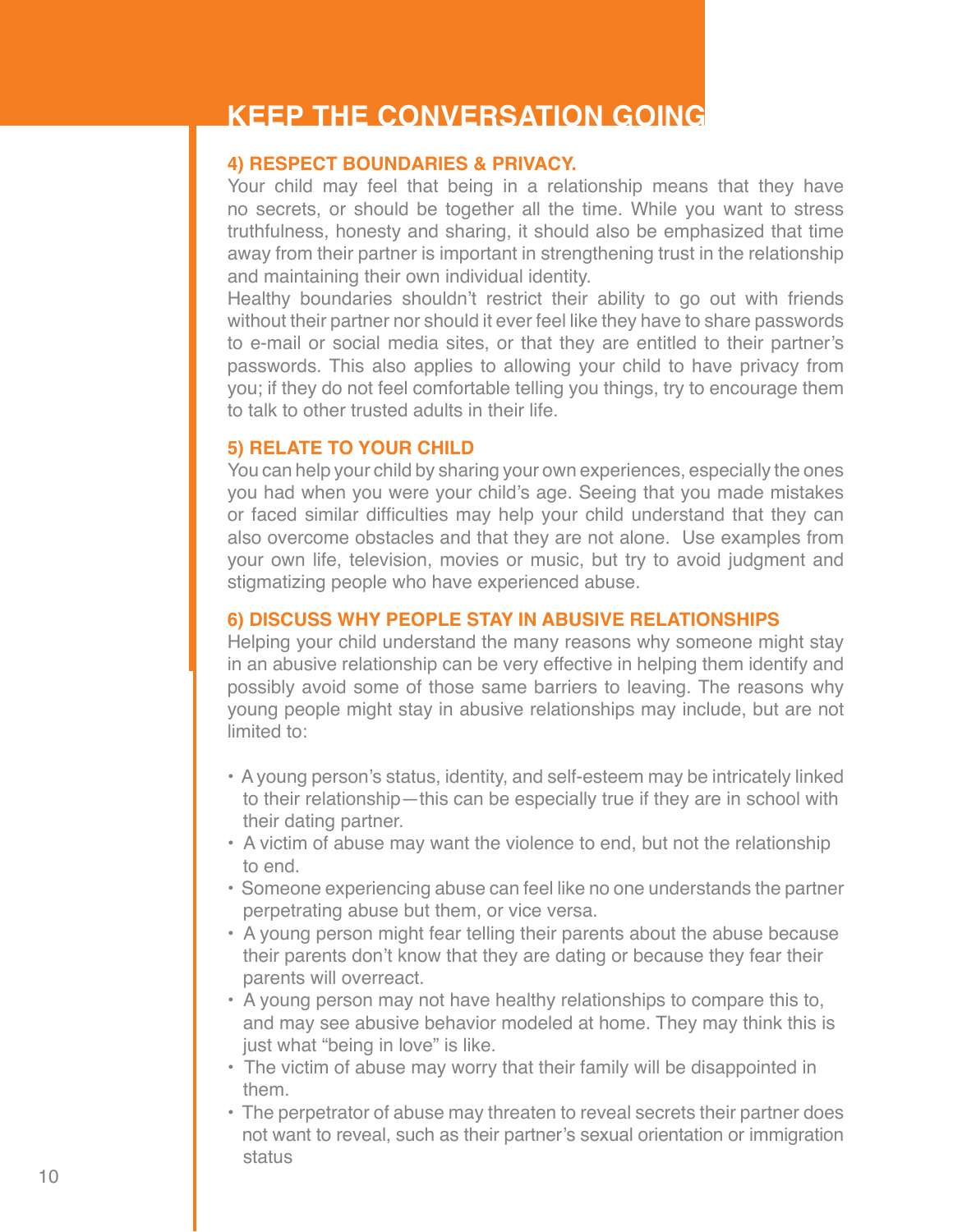# KEEP THE CONVERSATION GOING

### 4) RESPECT BOUNDARIES & PRIVACY.

Your child may feel that being in a relationship means that they have no secrets, or should be together all the time. While you want to stress truthfulness, honesty and sharing, it should also be emphasized that time away from their partner is important in strengthening trust in the relationship and maintaining their own individual identity.

Healthy boundaries shouldn't restrict their ability to go out with friends without their partner nor should it ever feel like they have to share passwords to e-mail or social media sites, or that they are entitled to their partner's passwords. This also applies to allowing your child to have privacy from you; if they do not feel comfortable telling you things, try to encourage them to talk to other trusted adults in their life.

### 5) RELATE TO YOUR CHILD

You can help your child by sharing your own experiences, especially the ones you had when you were your child's age. Seeing that you made mistakes or faced similar difficulties may help your child understand that they can also overcome obstacles and that they are not alone. Use examples from your own life, television, movies or music, but try to avoid judgment and stigmatizing people who have experienced abuse.

### 6) DISCUSS WHY PEOPLE STAY IN ABUSIVE RELATIONSHIPS

Helping your child understand the many reasons why someone might stay in an abusive relationship can be very effective in helping them identify and possibly avoid some of those same barriers to leaving. The reasons why young people might stay in abusive relationships may include, but are not limited to:

- A young person's status, identity, and self-esteem may be intricately linked to their relationship—this can be especially true if they are in school with their dating partner.
- A victim of abuse may want the violence to end, but not the relationship to end.
- Someone experiencing abuse can feel like no one understands the partner perpetrating abuse but them, or vice versa.
- A young person might fear telling their parents about the abuse because their parents don't know that they are dating or because they fear their parents will overreact.
- A young person may not have healthy relationships to compare this to, and may see abusive behavior modeled at home. They may think this is just what "being in love" is like.
- The victim of abuse may worry that their family will be disappointed in them.
- The perpetrator of abuse may threaten to reveal secrets their partner does not want to reveal, such as their partner's sexual orientation or immigration status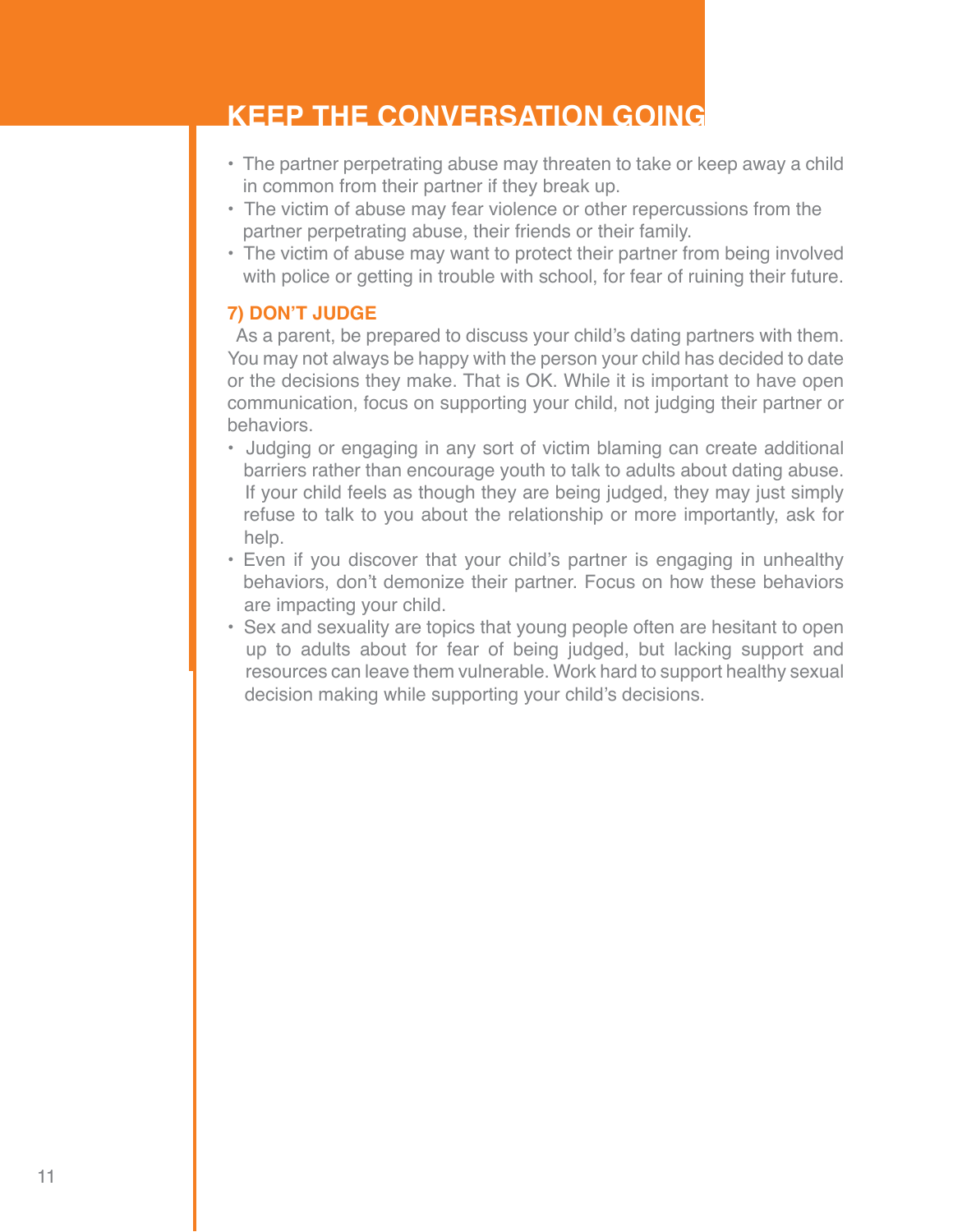# KEEP THE CONVERSATION GOING

- The partner perpetrating abuse may threaten to take or keep away a child in common from their partner if they break up.
- The victim of abuse may fear violence or other repercussions from the partner perpetrating abuse, their friends or their family.
- The victim of abuse may want to protect their partner from being involved with police or getting in trouble with school, for fear of ruining their future.

### 7) DON'T JUDGE

As a parent, be prepared to discuss your child's dating partners with them. You may not always be happy with the person your child has decided to date or the decisions they make. That is OK. While it is important to have open communication, focus on supporting your child, not judging their partner or behaviors.

- Judging or engaging in any sort of victim blaming can create additional barriers rather than encourage youth to talk to adults about dating abuse. If your child feels as though they are being judged, they may just simply refuse to talk to you about the relationship or more importantly, ask for help.
- Even if you discover that your child's partner is engaging in unhealthy behaviors, don't demonize their partner. Focus on how these behaviors are impacting your child.
- Sex and sexuality are topics that young people often are hesitant to open up to adults about for fear of being judged, but lacking support and resources can leave them vulnerable. Work hard to support healthy sexual decision making while supporting your child's decisions.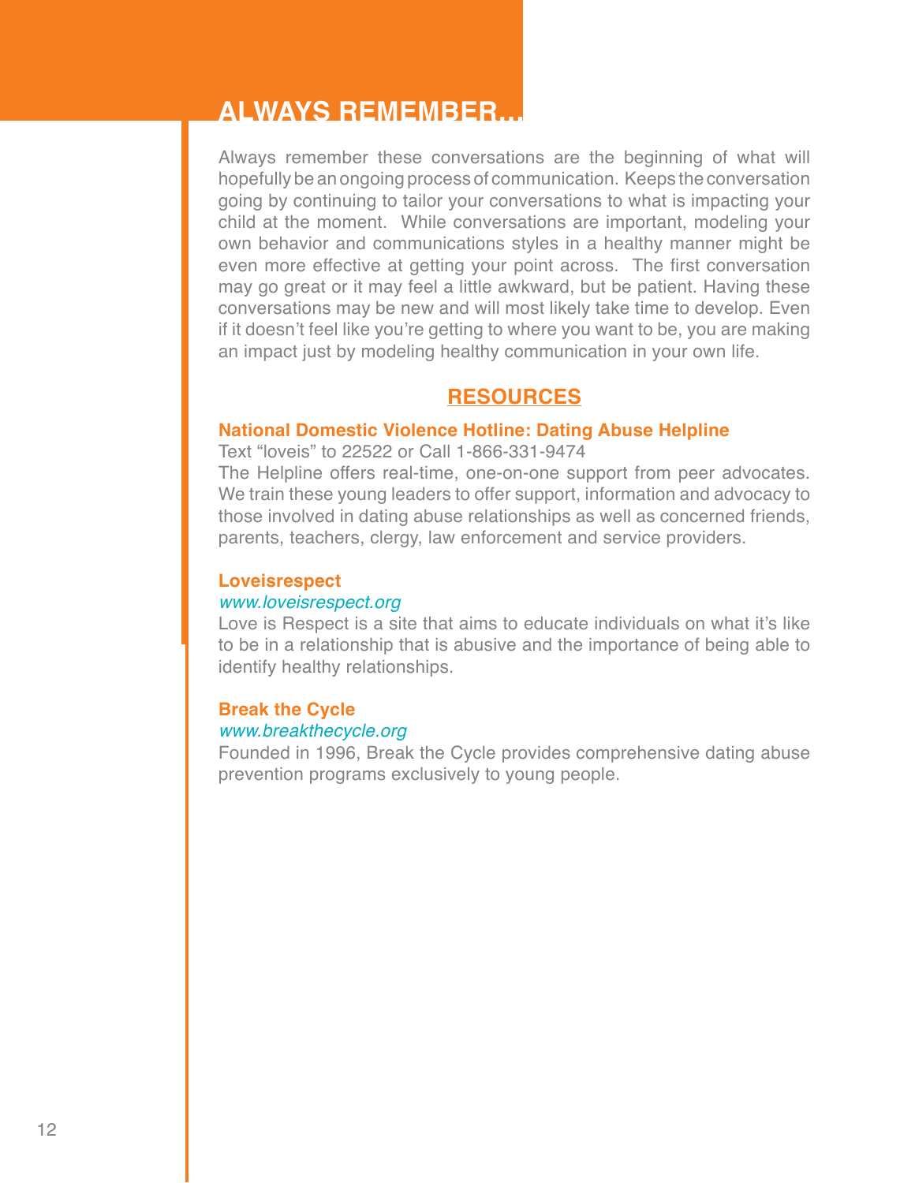## ALWAYS REMEMBER...

Always remember these conversations are the beginning of what will hopefully be an ongoing process of communication. Keeps the conversation going by continuing to tailor your conversations to what is impacting your child at the moment. While conversations are important, modeling your own behavior and communications styles in a healthy manner might be even more effective at getting your point across. The first conversation may go great or it may feel a little awkward, but be patient. Having these conversations may be new and will most likely take time to develop. Even if it doesn't feel like you're getting to where you want to be, you are making an impact just by modeling healthy communication in your own life.

## RESOURCES

**National Domestic Violence Hotline: Dating Abuse Helpline**

Text "loveis" to 22522 or Call 1-866-331-9474

The Helpline offers real-time, one-on-one support from peer advocates. We train these young leaders to offer support, information and advocacy to those involved in dating abuse relationships as well as concerned friends, parents, teachers, clergy, law enforcement and service providers.

**Loveisrespect**

*www.loveisrespect.org*

Love is Respect is a site that aims to educate individuals on what it's like to be in a relationship that is abusive and the importance of being able to identify healthy relationships.

**Break the Cycle**

*www.breakthecycle.org*

Founded in 1996, Break the Cycle provides comprehensive dating abuse prevention programs exclusively to young people.